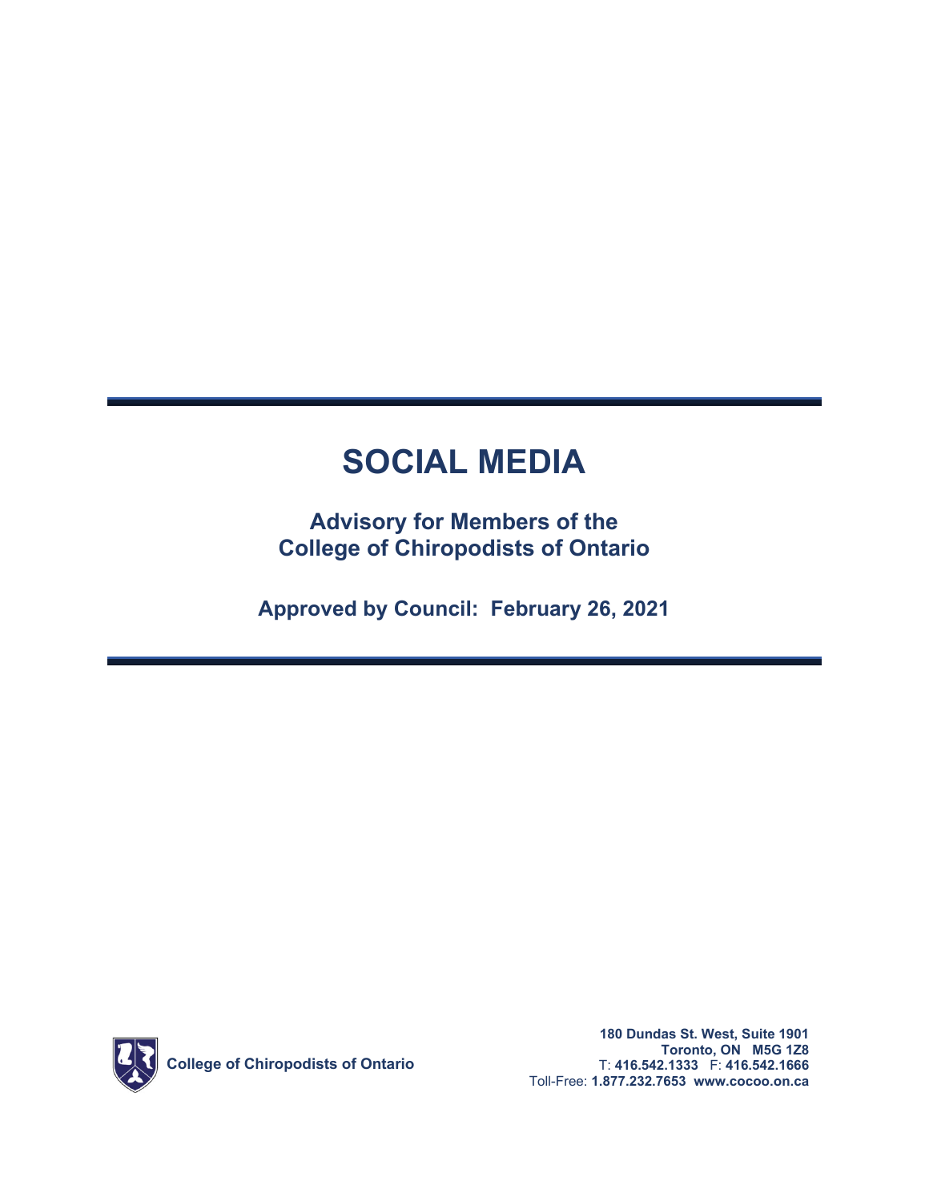# SOCIAL MEDIA

**Advisory for Members of the College of Chiropodists of Ontario**

**Approved by Council: February 26, 2021**

**College of Chiropodists of Ontario**

**180 Dundas St. West, Suite 1901**
**Toronto, ON M5G 1Z8**
T: **416.542.1333** F: **416.542.1666**
Toll-Free: **1.877.232.7653** **www.cocoo.on.ca**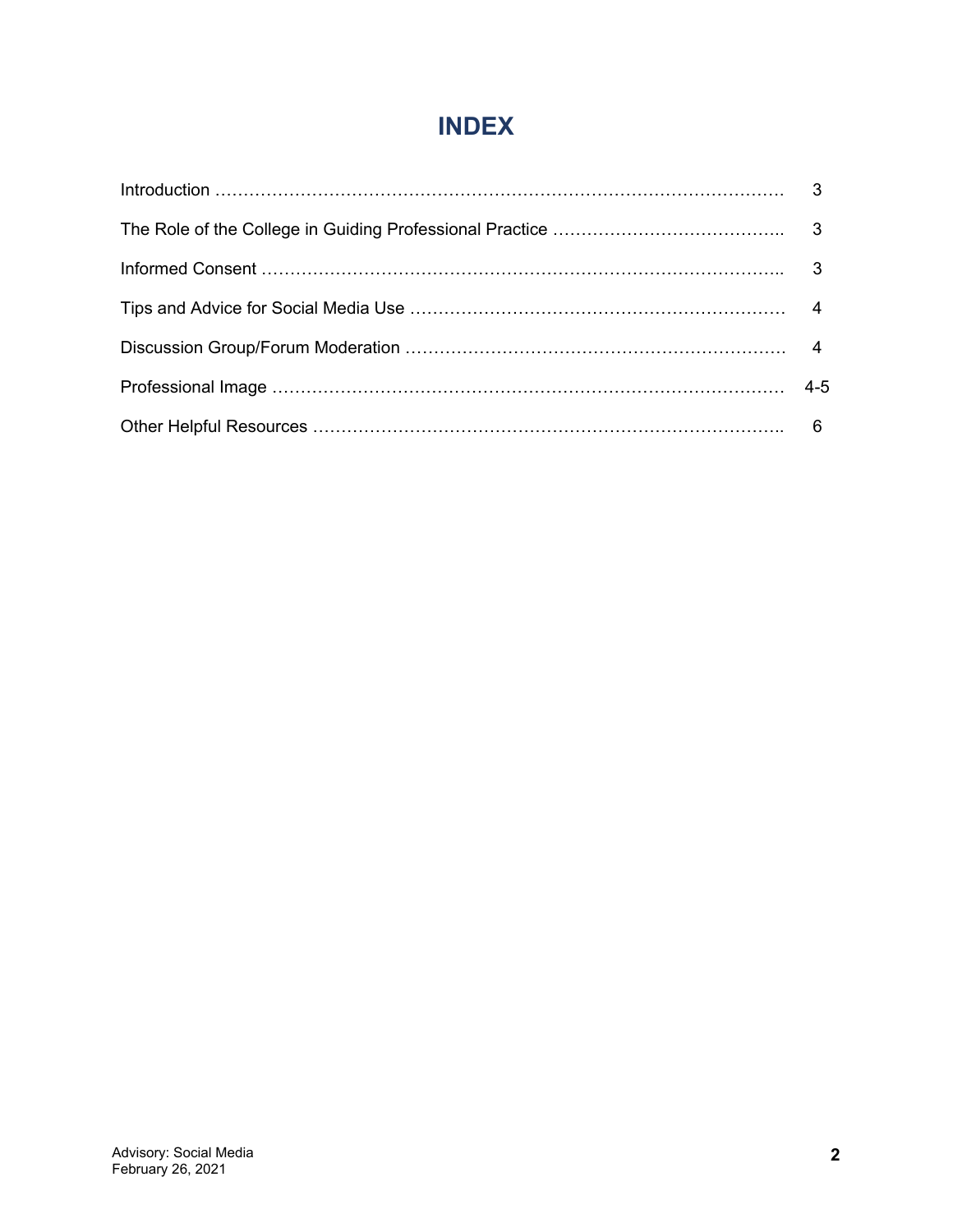# INDEX

| | |
|---|---|
| Introduction | 3 |
| The Role of the College in Guiding Professional Practice | 3 |
| Informed Consent | 3 |
| Tips and Advice for Social Media Use | 4 |
| Discussion Group/Forum Moderation | 4 |
| Professional Image | 4-5 |
| Other Helpful Resources | 6 |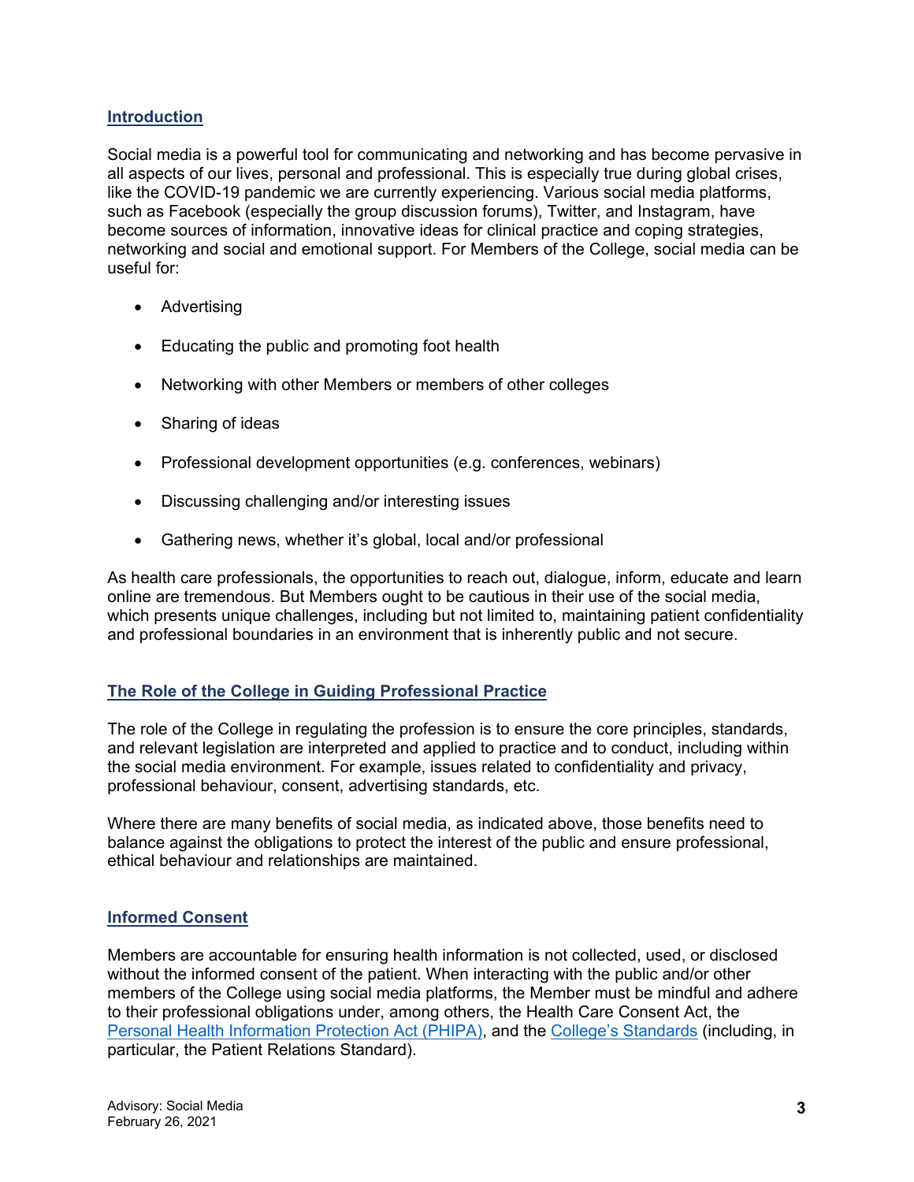## Introduction

Social media is a powerful tool for communicating and networking and has become pervasive in all aspects of our lives, personal and professional. This is especially true during global crises, like the COVID-19 pandemic we are currently experiencing. Various social media platforms, such as Facebook (especially the group discussion forums), Twitter, and Instagram, have become sources of information, innovative ideas for clinical practice and coping strategies, networking and social and emotional support. For Members of the College, social media can be useful for:

- Advertising
- Educating the public and promoting foot health
- Networking with other Members or members of other colleges
- Sharing of ideas
- Professional development opportunities (e.g. conferences, webinars)
- Discussing challenging and/or interesting issues
- Gathering news, whether it's global, local and/or professional

As health care professionals, the opportunities to reach out, dialogue, inform, educate and learn online are tremendous. But Members ought to be cautious in their use of the social media, which presents unique challenges, including but not limited to, maintaining patient confidentiality and professional boundaries in an environment that is inherently public and not secure.

## The Role of the College in Guiding Professional Practice

The role of the College in regulating the profession is to ensure the core principles, standards, and relevant legislation are interpreted and applied to practice and to conduct, including within the social media environment. For example, issues related to confidentiality and privacy, professional behaviour, consent, advertising standards, etc.

Where there are many benefits of social media, as indicated above, those benefits need to balance against the obligations to protect the interest of the public and ensure professional, ethical behaviour and relationships are maintained.

## Informed Consent

Members are accountable for ensuring health information is not collected, used, or disclosed without the informed consent of the patient. When interacting with the public and/or other members of the College using social media platforms, the Member must be mindful and adhere to their professional obligations under, among others, the Health Care Consent Act, the Personal Health Information Protection Act (PHIPA), and the College's Standards (including, in particular, the Patient Relations Standard).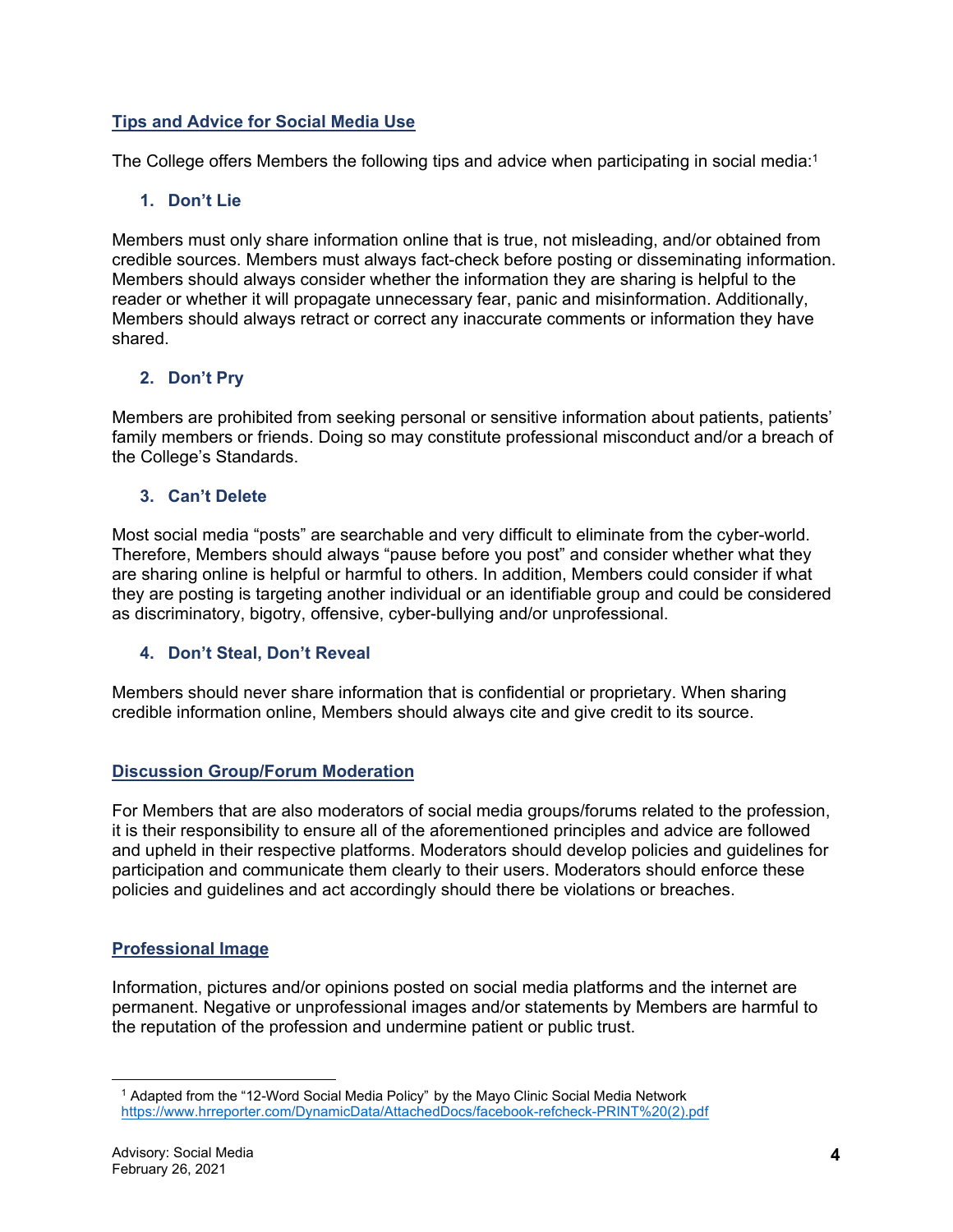## Tips and Advice for Social Media Use

The College offers Members the following tips and advice when participating in social media:[1]

### 1. Don't Lie

Members must only share information online that is true, not misleading, and/or obtained from credible sources. Members must always fact-check before posting or disseminating information. Members should always consider whether the information they are sharing is helpful to the reader or whether it will propagate unnecessary fear, panic and misinformation. Additionally, Members should always retract or correct any inaccurate comments or information they have shared.

### 2. Don't Pry

Members are prohibited from seeking personal or sensitive information about patients, patients' family members or friends. Doing so may constitute professional misconduct and/or a breach of the College's Standards.

### 3. Can't Delete

Most social media "posts" are searchable and very difficult to eliminate from the cyber-world. Therefore, Members should always "pause before you post" and consider whether what they are sharing online is helpful or harmful to others. In addition, Members could consider if what they are posting is targeting another individual or an identifiable group and could be considered as discriminatory, bigotry, offensive, cyber-bullying and/or unprofessional.

### 4. Don't Steal, Don't Reveal

Members should never share information that is confidential or proprietary. When sharing credible information online, Members should always cite and give credit to its source.

## Discussion Group/Forum Moderation

For Members that are also moderators of social media groups/forums related to the profession, it is their responsibility to ensure all of the aforementioned principles and advice are followed and upheld in their respective platforms. Moderators should develop policies and guidelines for participation and communicate them clearly to their users. Moderators should enforce these policies and guidelines and act accordingly should there be violations or breaches.

## Professional Image

Information, pictures and/or opinions posted on social media platforms and the internet are permanent. Negative or unprofessional images and/or statements by Members are harmful to the reputation of the profession and undermine patient or public trust.

---

[1] Adapted from the "12-Word Social Media Policy" by the Mayo Clinic Social Media Network https://www.hrreporter.com/DynamicData/AttachedDocs/facebook-refcheck-PRINT%20(2).pdf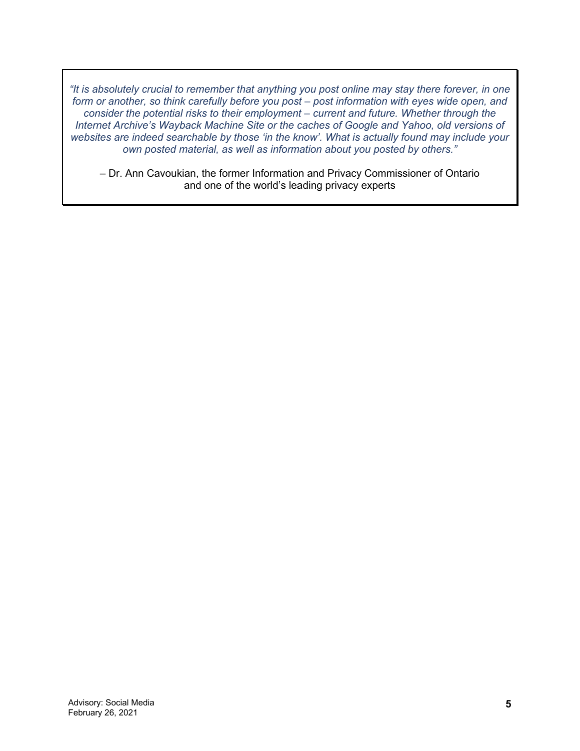> *"It is absolutely crucial to remember that anything you post online may stay there forever, in one form or another, so think carefully before you post – post information with eyes wide open, and consider the potential risks to their employment – current and future. Whether through the Internet Archive's Wayback Machine Site or the caches of Google and Yahoo, old versions of websites are indeed searchable by those 'in the know'. What is actually found may include your own posted material, as well as information about you posted by others."*
>
> – Dr. Ann Cavoukian, the former Information and Privacy Commissioner of Ontario and one of the world's leading privacy experts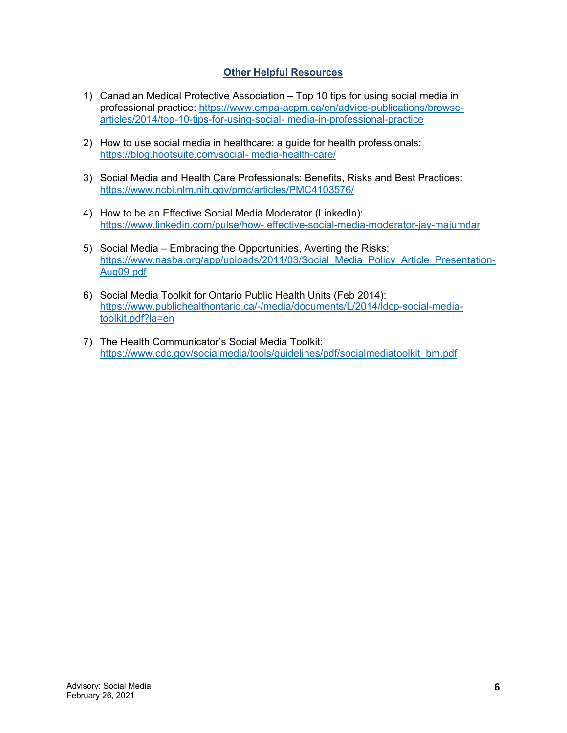## Other Helpful Resources

1) Canadian Medical Protective Association – Top 10 tips for using social media in professional practice: https://www.cmpa-acpm.ca/en/advice-publications/browse-articles/2014/top-10-tips-for-using-social- media-in-professional-practice

2) How to use social media in healthcare: a guide for health professionals: https://blog.hootsuite.com/social- media-health-care/

3) Social Media and Health Care Professionals: Benefits, Risks and Best Practices: https://www.ncbi.nlm.nih.gov/pmc/articles/PMC4103576/

4) How to be an Effective Social Media Moderator (LinkedIn): https://www.linkedin.com/pulse/how- effective-social-media-moderator-jay-majumdar

5) Social Media – Embracing the Opportunities, Averting the Risks: https://www.nasba.org/app/uploads/2011/03/Social_Media_Policy_Article_Presentation-Aug09.pdf

6) Social Media Toolkit for Ontario Public Health Units (Feb 2014): https://www.publichealthontario.ca/-/media/documents/L/2014/ldcp-social-media-toolkit.pdf?la=en

7) The Health Communicator's Social Media Toolkit: https://www.cdc.gov/socialmedia/tools/guidelines/pdf/socialmediatoolkit_bm.pdf